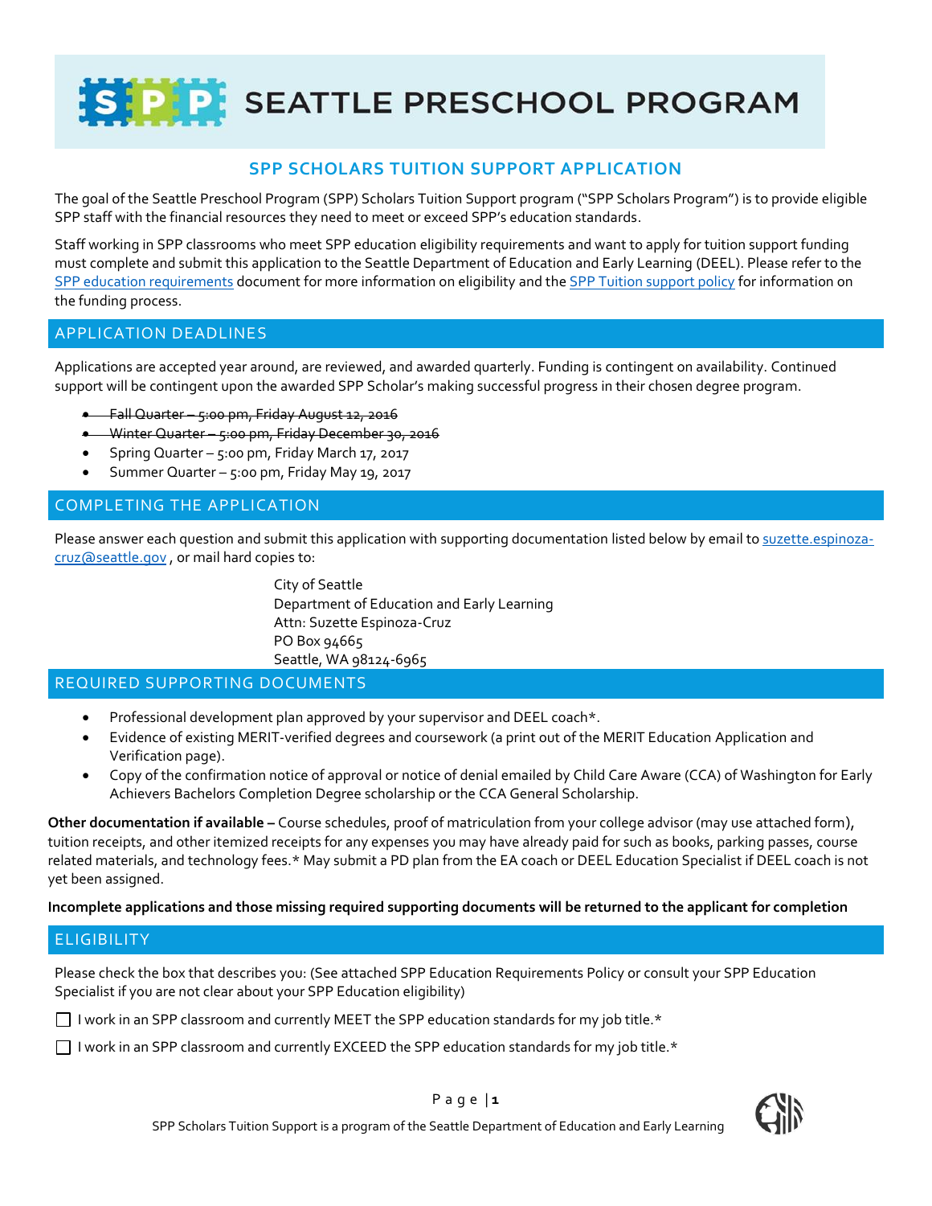# SEATTLE PRESCHOOL PROGRAM

## SPP SCHOLARS TUITION SUPPORT APPLICATION

The goal of the Seattle Preschool Program (SPP) Scholars Tuition Support program ("SPP Scholars Program") is to provide eligible SPP staff with the financial resources they need to meet or exceed SPP's education standards.

Staff working in SPP classrooms who meet SPP education eligibility requirements and want to apply for tuition support funding must complete and submit this application to the Seattle Department of Education and Early Learning (DEEL). Please refer to the SPP education requirements document for more information on eligibility and the SPP Tuition support policy for information on the funding process.

## APPLICATION DEADLINES

Applications are accepted year around, are reviewed, and awarded quarterly. Funding is contingent on availability. Continued support will be contingent upon the awarded SPP Scholar's making successful progress in their chosen degree program.

- ~~Fall Quarter – 5:00 pm, Friday August 12, 2016~~
- ~~Winter Quarter – 5:00 pm, Friday December 30, 2016~~
- Spring Quarter – 5:00 pm, Friday March 17, 2017
- Summer Quarter – 5:00 pm, Friday May 19, 2017

## COMPLETING THE APPLICATION

Please answer each question and submit this application with supporting documentation listed below by email to suzette.espinoza-cruz@seattle.gov , or mail hard copies to:

City of Seattle
Department of Education and Early Learning
Attn: Suzette Espinoza-Cruz
PO Box 94665
Seattle, WA 98124-6965

## REQUIRED SUPPORTING DOCUMENTS

- Professional development plan approved by your supervisor and DEEL coach*.
- Evidence of existing MERIT-verified degrees and coursework (a print out of the MERIT Education Application and Verification page).
- Copy of the confirmation notice of approval or notice of denial emailed by Child Care Aware (CCA) of Washington for Early Achievers Bachelors Completion Degree scholarship or the CCA General Scholarship.

**Other documentation if available –** Course schedules, proof of matriculation from your college advisor (may use attached form), tuition receipts, and other itemized receipts for any expenses you may have already paid for such as books, parking passes, course related materials, and technology fees.* May submit a PD plan from the EA coach or DEEL Education Specialist if DEEL coach is not yet been assigned.

**Incomplete applications and those missing required supporting documents will be returned to the applicant for completion**

## ELIGIBILITY

Please check the box that describes you: (See attached SPP Education Requirements Policy or consult your SPP Education Specialist if you are not clear about your SPP Education eligibility)

☐ I work in an SPP classroom and currently MEET the SPP education standards for my job title.*

☐ I work in an SPP classroom and currently EXCEED the SPP education standards for my job title.*

SPP Scholars Tuition Support is a program of the Seattle Department of Education and Early Learning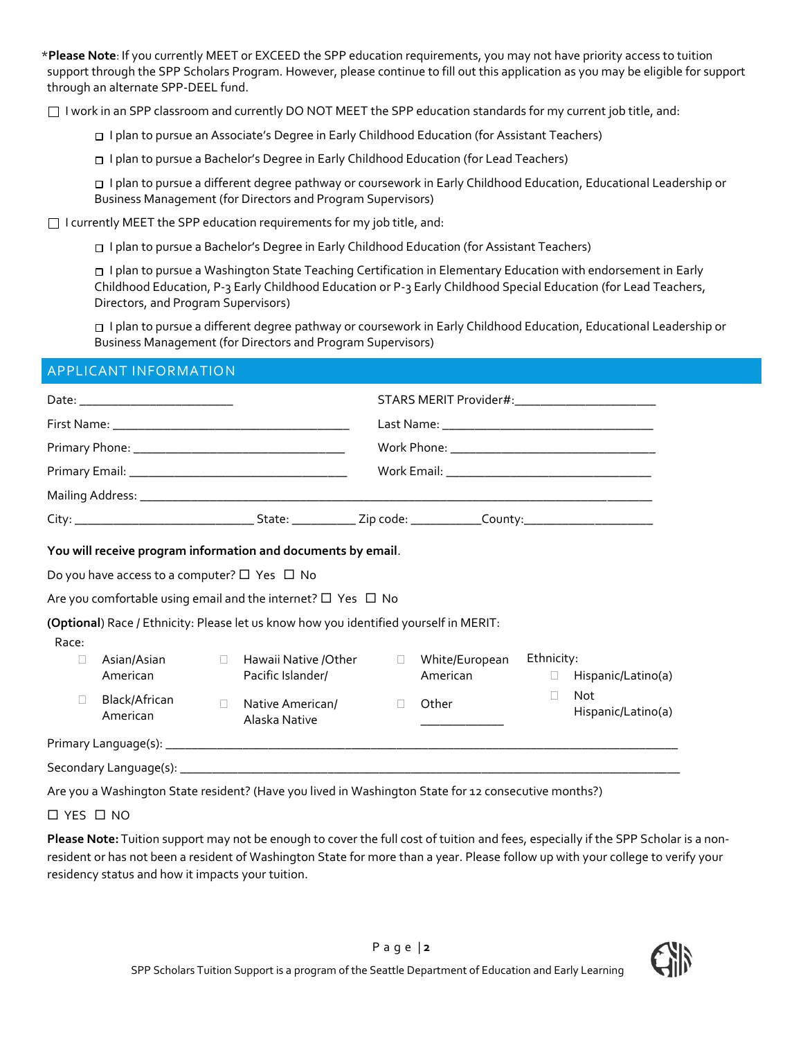\***Please Note**: If you currently MEET or EXCEED the SPP education requirements, you may not have priority access to tuition support through the SPP Scholars Program. However, please continue to fill out this application as you may be eligible for support through an alternate SPP-DEEL fund.

☐ I work in an SPP classroom and currently DO NOT MEET the SPP education standards for my current job title, and:

- ☐ I plan to pursue an Associate's Degree in Early Childhood Education (for Assistant Teachers)
- ☐ I plan to pursue a Bachelor's Degree in Early Childhood Education (for Lead Teachers)
- ☐ I plan to pursue a different degree pathway or coursework in Early Childhood Education, Educational Leadership or Business Management (for Directors and Program Supervisors)

☐ I currently MEET the SPP education requirements for my job title, and:

- ☐ I plan to pursue a Bachelor's Degree in Early Childhood Education (for Assistant Teachers)
- ☐ I plan to pursue a Washington State Teaching Certification in Elementary Education with endorsement in Early Childhood Education, P-3 Early Childhood Education or P-3 Early Childhood Special Education (for Lead Teachers, Directors, and Program Supervisors)
- ☐ I plan to pursue a different degree pathway or coursework in Early Childhood Education, Educational Leadership or Business Management (for Directors and Program Supervisors)

## APPLICANT INFORMATION

Date: ________________________ STARS MERIT Provider#: ______________________

First Name: ____________________________________ Last Name: ________________________________

Primary Phone: ________________________________ Work Phone: ________________________________

Primary Email: ________________________________ Work Email: ________________________________

Mailing Address: ______________________________________________________________________________

City: ___________________________ State: __________ Zip code: ___________ County: ____________________

**You will receive program information and documents by email**.

Do you have access to a computer? ☐ Yes ☐ No

Are you comfortable using email and the internet? ☐ Yes ☐ No

**(Optional)** Race / Ethnicity: Please let us know how you identified yourself in MERIT:

Race:

- ☐ Asian/Asian American
- ☐ Black/African American
- ☐ Hawaii Native /Other Pacific Islander/
- ☐ Native American/ Alaska Native
- ☐ White/European American
- ☐ Other _____________

Ethnicity:

- ☐ Hispanic/Latino(a)
- ☐ Not Hispanic/Latino(a)

Primary Language(s): ________________________________________________________________________________

Secondary Language(s): ______________________________________________________________________________

Are you a Washington State resident? (Have you lived in Washington State for 12 consecutive months?)

☐ YES ☐ NO

**Please Note:** Tuition support may not be enough to cover the full cost of tuition and fees, especially if the SPP Scholar is a non-resident or has not been a resident of Washington State for more than a year. Please follow up with your college to verify your residency status and how it impacts your tuition.

SPP Scholars Tuition Support is a program of the Seattle Department of Education and Early Learning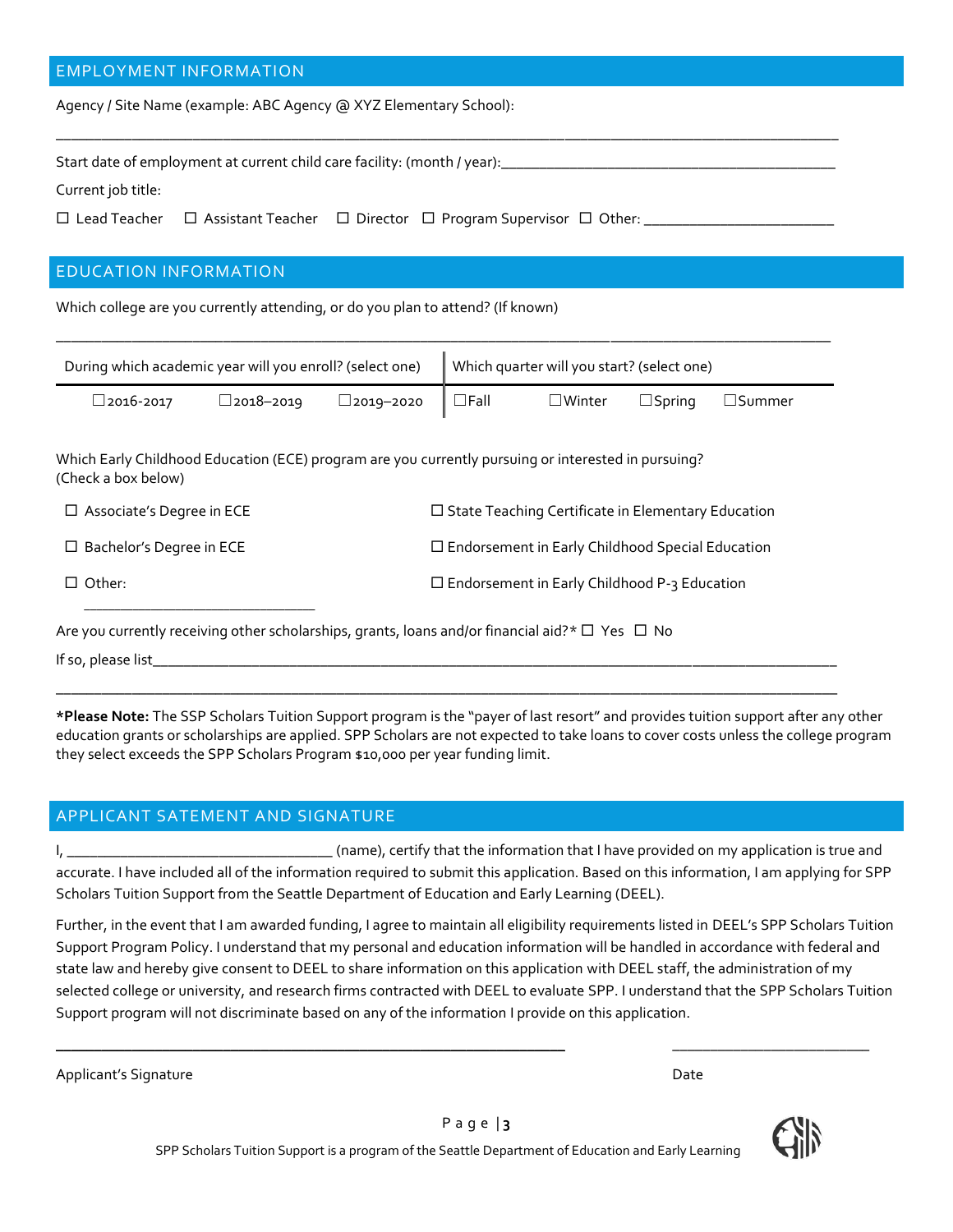## EMPLOYMENT INFORMATION

Agency / Site Name (example: ABC Agency @ XYZ Elementary School):

___________________________________________________________________________________________

Start date of employment at current child care facility: (month / year):________________________________________

Current job title:

☐ Lead Teacher ☐ Assistant Teacher ☐ Director ☐ Program Supervisor ☐ Other: ______________________

## EDUCATION INFORMATION

Which college are you currently attending, or do you plan to attend? (If known)

___________________________________________________________________________________________

| During which academic year will you enroll? (select one) | | | Which quarter will you start? (select one) | | | |
|---|---|---|---|---|---|---|
| ☐2016-2017 | ☐2018–2019 | ☐2019–2020 | ☐Fall | ☐Winter | ☐Spring | ☐Summer |

Which Early Childhood Education (ECE) program are you currently pursuing or interested in pursuing? (Check a box below)

☐ Associate's Degree in ECE

☐ Bachelor's Degree in ECE

☐ Other: ____________________________

☐ State Teaching Certificate in Elementary Education

☐ Endorsement in Early Childhood Special Education

☐ Endorsement in Early Childhood P-3 Education

Are you currently receiving other scholarships, grants, loans and/or financial aid?* ☐ Yes ☐ No

If so, please list________________________________________________________________________________

___________________________________________________________________________________________

***Please Note:** The SSP Scholars Tuition Support program is the "payer of last resort" and provides tuition support after any other education grants or scholarships are applied. SPP Scholars are not expected to take loans to cover costs unless the college program they select exceeds the SPP Scholars Program $10,000 per year funding limit.

## APPLICANT SATEMENT AND SIGNATURE

I, ________________________________ (name), certify that the information that I have provided on my application is true and accurate. I have included all of the information required to submit this application. Based on this information, I am applying for SPP Scholars Tuition Support from the Seattle Department of Education and Early Learning (DEEL).

Further, in the event that I am awarded funding, I agree to maintain all eligibility requirements listed in DEEL's SPP Scholars Tuition Support Program Policy. I understand that my personal and education information will be handled in accordance with federal and state law and hereby give consent to DEEL to share information on this application with DEEL staff, the administration of my selected college or university, and research firms contracted with DEEL to evaluate SPP. I understand that the SPP Scholars Tuition Support program will not discriminate based on any of the information I provide on this application.

____________________________________________________________ ________________________

Applicant's Signature Date

SPP Scholars Tuition Support is a program of the Seattle Department of Education and Early Learning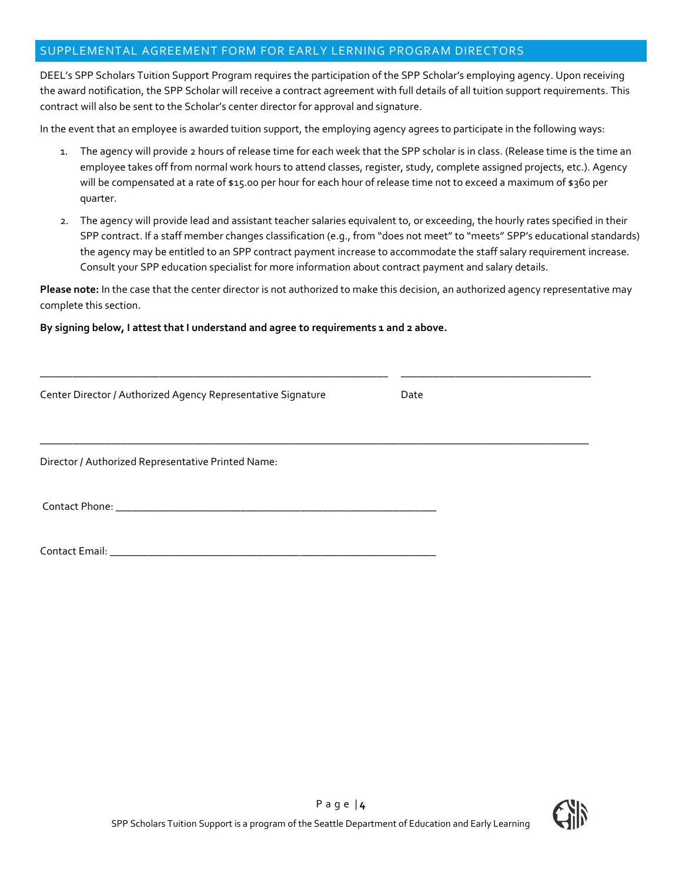## SUPPLEMENTAL AGREEMENT FORM FOR EARLY LERNING PROGRAM DIRECTORS

DEEL's SPP Scholars Tuition Support Program requires the participation of the SPP Scholar's employing agency. Upon receiving the award notification, the SPP Scholar will receive a contract agreement with full details of all tuition support requirements. This contract will also be sent to the Scholar's center director for approval and signature.

In the event that an employee is awarded tuition support, the employing agency agrees to participate in the following ways:

1. The agency will provide 2 hours of release time for each week that the SPP scholar is in class. (Release time is the time an employee takes off from normal work hours to attend classes, register, study, complete assigned projects, etc.). Agency will be compensated at a rate of $15.00 per hour for each hour of release time not to exceed a maximum of $360 per quarter.
2. The agency will provide lead and assistant teacher salaries equivalent to, or exceeding, the hourly rates specified in their SPP contract. If a staff member changes classification (e.g., from "does not meet" to "meets" SPP's educational standards) the agency may be entitled to an SPP contract payment increase to accommodate the staff salary requirement increase. Consult your SPP education specialist for more information about contract payment and salary details.

**Please note:** In the case that the center director is not authorized to make this decision, an authorized agency representative may complete this section.

**By signing below, I attest that I understand and agree to requirements 1 and 2 above.**

_______________________________________________ _____________________________

Center Director / Authorized Agency Representative Signature Date

__________________________________________________________________________

Director / Authorized Representative Printed Name:

Contact Phone: _____________________________________________

Contact Email: _____________________________________________

SPP Scholars Tuition Support is a program of the Seattle Department of Education and Early Learning